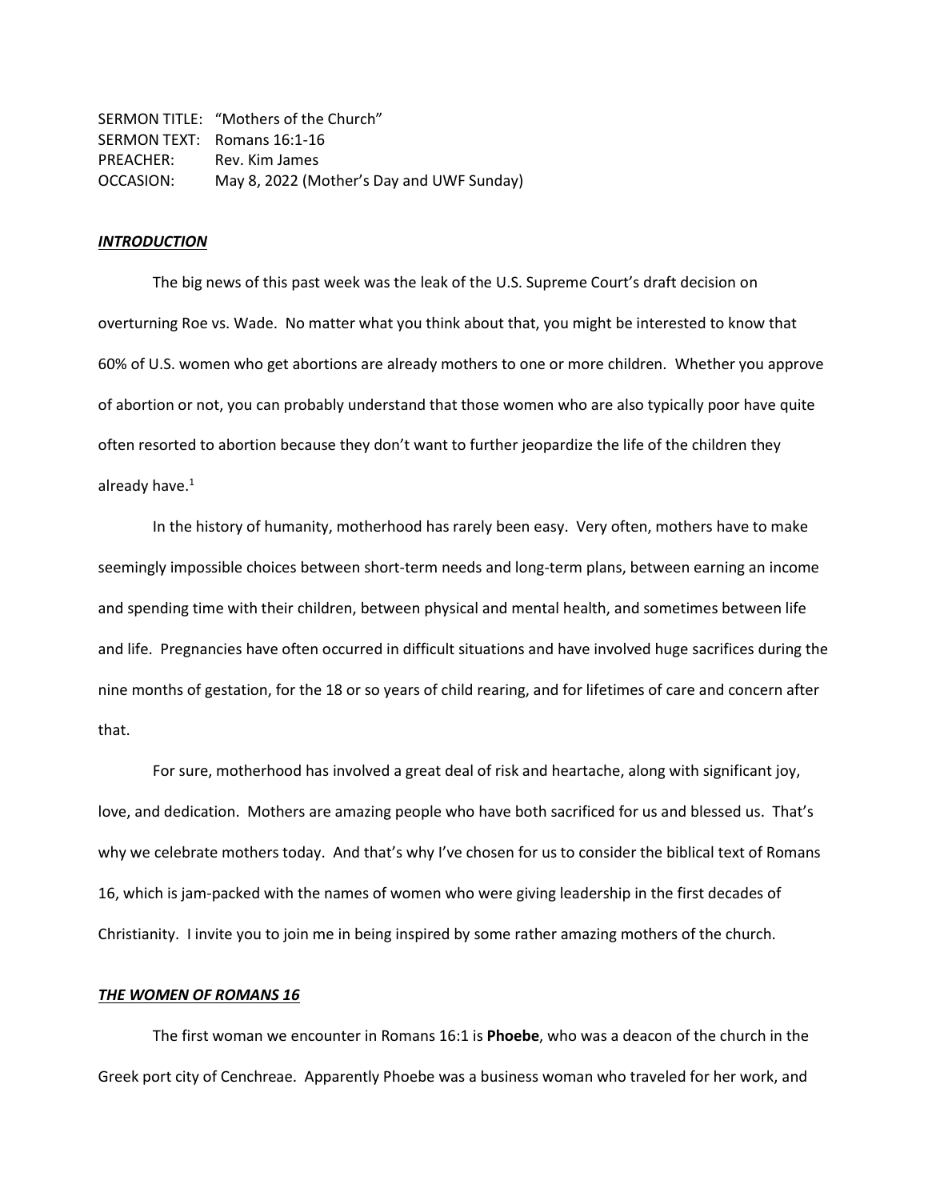SERMON TITLE: "Mothers of the Church"
SERMON TEXT: Romans 16:1-16
PREACHER: Rev. Kim James
OCCASION: May 8, 2022 (Mother's Day and UWF Sunday)

## ***INTRODUCTION***

The big news of this past week was the leak of the U.S. Supreme Court's draft decision on overturning Roe vs. Wade. No matter what you think about that, you might be interested to know that 60% of U.S. women who get abortions are already mothers to one or more children. Whether you approve of abortion or not, you can probably understand that those women who are also typically poor have quite often resorted to abortion because they don't want to further jeopardize the life of the children they already have.[1]

In the history of humanity, motherhood has rarely been easy. Very often, mothers have to make seemingly impossible choices between short-term needs and long-term plans, between earning an income and spending time with their children, between physical and mental health, and sometimes between life and life. Pregnancies have often occurred in difficult situations and have involved huge sacrifices during the nine months of gestation, for the 18 or so years of child rearing, and for lifetimes of care and concern after that.

For sure, motherhood has involved a great deal of risk and heartache, along with significant joy, love, and dedication. Mothers are amazing people who have both sacrificed for us and blessed us. That's why we celebrate mothers today. And that's why I've chosen for us to consider the biblical text of Romans 16, which is jam-packed with the names of women who were giving leadership in the first decades of Christianity. I invite you to join me in being inspired by some rather amazing mothers of the church.

## ***THE WOMEN OF ROMANS 16***

The first woman we encounter in Romans 16:1 is **Phoebe**, who was a deacon of the church in the Greek port city of Cenchreae. Apparently Phoebe was a business woman who traveled for her work, and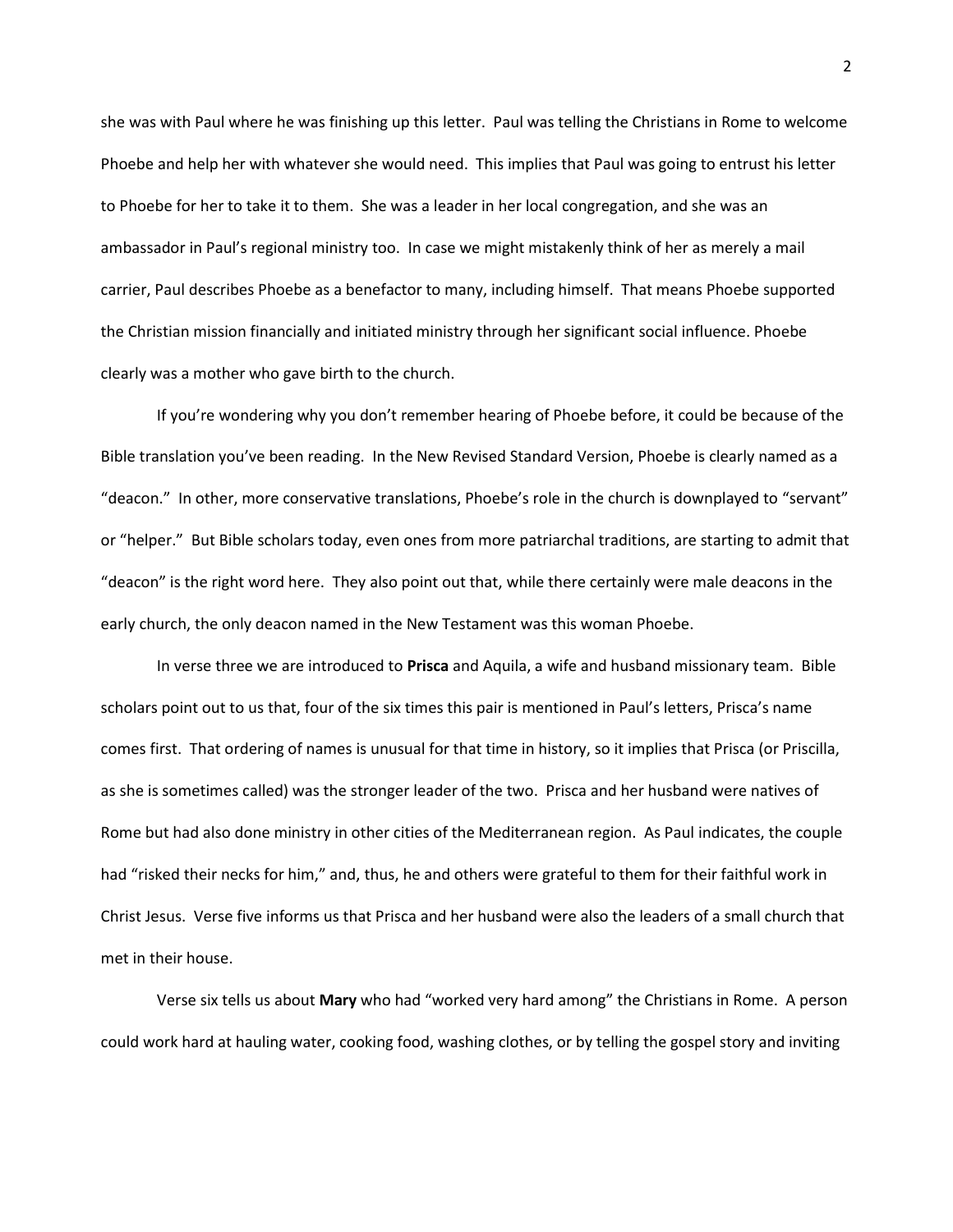she was with Paul where he was finishing up this letter. Paul was telling the Christians in Rome to welcome Phoebe and help her with whatever she would need. This implies that Paul was going to entrust his letter to Phoebe for her to take it to them. She was a leader in her local congregation, and she was an ambassador in Paul's regional ministry too. In case we might mistakenly think of her as merely a mail carrier, Paul describes Phoebe as a benefactor to many, including himself. That means Phoebe supported the Christian mission financially and initiated ministry through her significant social influence. Phoebe clearly was a mother who gave birth to the church.

If you're wondering why you don't remember hearing of Phoebe before, it could be because of the Bible translation you've been reading. In the New Revised Standard Version, Phoebe is clearly named as a "deacon." In other, more conservative translations, Phoebe's role in the church is downplayed to "servant" or "helper." But Bible scholars today, even ones from more patriarchal traditions, are starting to admit that "deacon" is the right word here. They also point out that, while there certainly were male deacons in the early church, the only deacon named in the New Testament was this woman Phoebe.

In verse three we are introduced to **Prisca** and Aquila, a wife and husband missionary team. Bible scholars point out to us that, four of the six times this pair is mentioned in Paul's letters, Prisca's name comes first. That ordering of names is unusual for that time in history, so it implies that Prisca (or Priscilla, as she is sometimes called) was the stronger leader of the two. Prisca and her husband were natives of Rome but had also done ministry in other cities of the Mediterranean region. As Paul indicates, the couple had "risked their necks for him," and, thus, he and others were grateful to them for their faithful work in Christ Jesus. Verse five informs us that Prisca and her husband were also the leaders of a small church that met in their house.

Verse six tells us about **Mary** who had "worked very hard among" the Christians in Rome. A person could work hard at hauling water, cooking food, washing clothes, or by telling the gospel story and inviting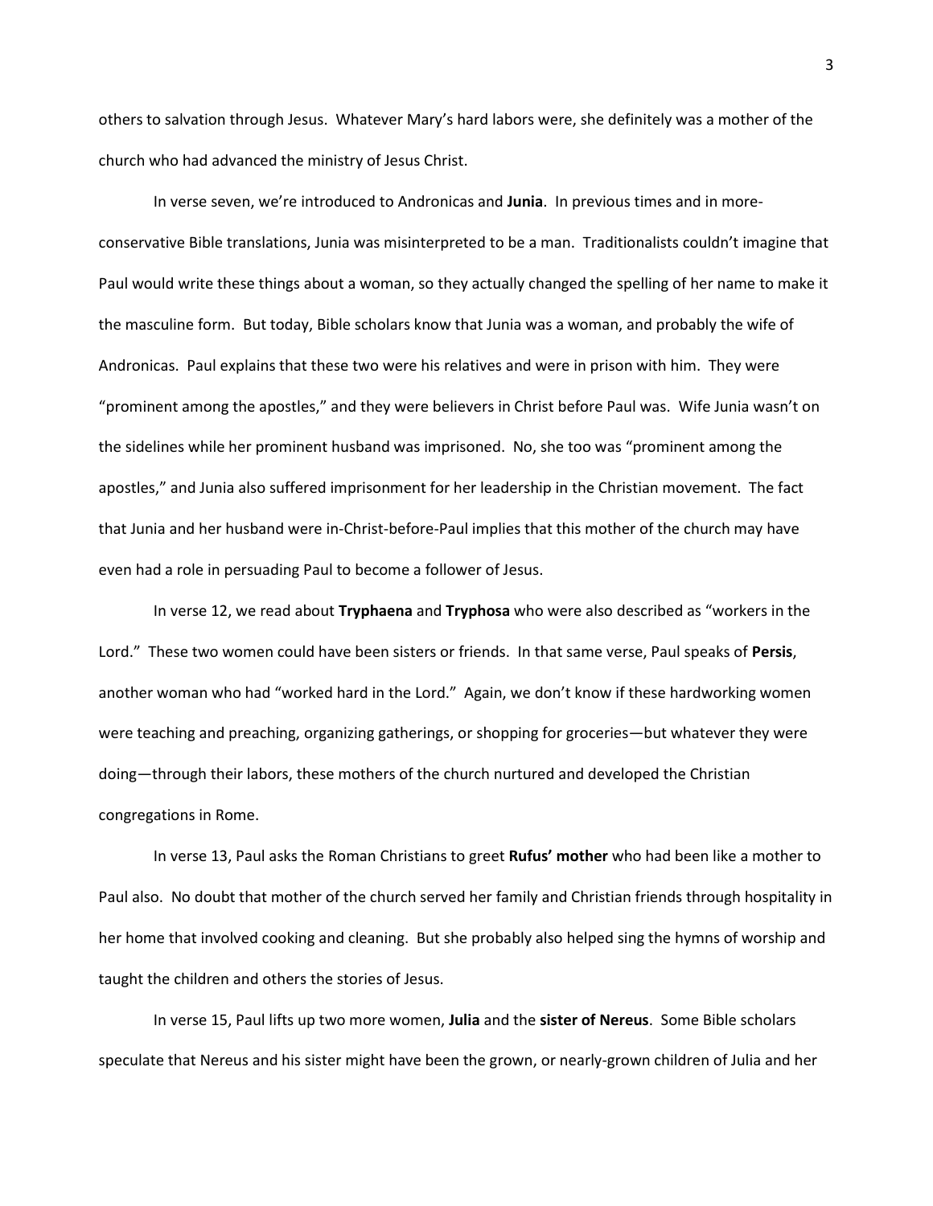others to salvation through Jesus. Whatever Mary's hard labors were, she definitely was a mother of the church who had advanced the ministry of Jesus Christ.

In verse seven, we're introduced to Andronicas and **Junia**. In previous times and in more-conservative Bible translations, Junia was misinterpreted to be a man. Traditionalists couldn't imagine that Paul would write these things about a woman, so they actually changed the spelling of her name to make it the masculine form. But today, Bible scholars know that Junia was a woman, and probably the wife of Andronicas. Paul explains that these two were his relatives and were in prison with him. They were "prominent among the apostles," and they were believers in Christ before Paul was. Wife Junia wasn't on the sidelines while her prominent husband was imprisoned. No, she too was "prominent among the apostles," and Junia also suffered imprisonment for her leadership in the Christian movement. The fact that Junia and her husband were in-Christ-before-Paul implies that this mother of the church may have even had a role in persuading Paul to become a follower of Jesus.

In verse 12, we read about **Tryphaena** and **Tryphosa** who were also described as "workers in the Lord." These two women could have been sisters or friends. In that same verse, Paul speaks of **Persis**, another woman who had "worked hard in the Lord." Again, we don't know if these hardworking women were teaching and preaching, organizing gatherings, or shopping for groceries—but whatever they were doing—through their labors, these mothers of the church nurtured and developed the Christian congregations in Rome.

In verse 13, Paul asks the Roman Christians to greet **Rufus' mother** who had been like a mother to Paul also. No doubt that mother of the church served her family and Christian friends through hospitality in her home that involved cooking and cleaning. But she probably also helped sing the hymns of worship and taught the children and others the stories of Jesus.

In verse 15, Paul lifts up two more women, **Julia** and the **sister of Nereus**. Some Bible scholars speculate that Nereus and his sister might have been the grown, or nearly-grown children of Julia and her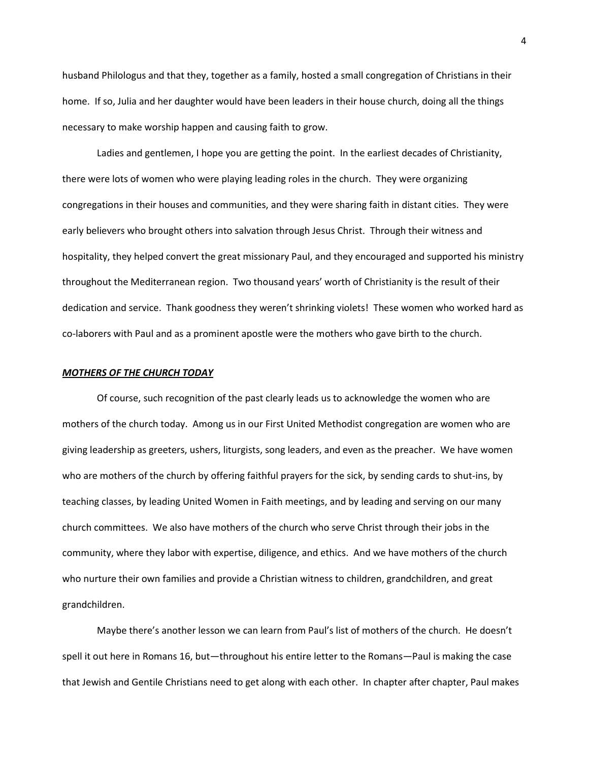husband Philologus and that they, together as a family, hosted a small congregation of Christians in their home. If so, Julia and her daughter would have been leaders in their house church, doing all the things necessary to make worship happen and causing faith to grow.

Ladies and gentlemen, I hope you are getting the point. In the earliest decades of Christianity, there were lots of women who were playing leading roles in the church. They were organizing congregations in their houses and communities, and they were sharing faith in distant cities. They were early believers who brought others into salvation through Jesus Christ. Through their witness and hospitality, they helped convert the great missionary Paul, and they encouraged and supported his ministry throughout the Mediterranean region. Two thousand years' worth of Christianity is the result of their dedication and service. Thank goodness they weren't shrinking violets! These women who worked hard as co-laborers with Paul and as a prominent apostle were the mothers who gave birth to the church.

***MOTHERS OF THE CHURCH TODAY***

Of course, such recognition of the past clearly leads us to acknowledge the women who are mothers of the church today. Among us in our First United Methodist congregation are women who are giving leadership as greeters, ushers, liturgists, song leaders, and even as the preacher. We have women who are mothers of the church by offering faithful prayers for the sick, by sending cards to shut-ins, by teaching classes, by leading United Women in Faith meetings, and by leading and serving on our many church committees. We also have mothers of the church who serve Christ through their jobs in the community, where they labor with expertise, diligence, and ethics. And we have mothers of the church who nurture their own families and provide a Christian witness to children, grandchildren, and great grandchildren.

Maybe there's another lesson we can learn from Paul's list of mothers of the church. He doesn't spell it out here in Romans 16, but—throughout his entire letter to the Romans—Paul is making the case that Jewish and Gentile Christians need to get along with each other. In chapter after chapter, Paul makes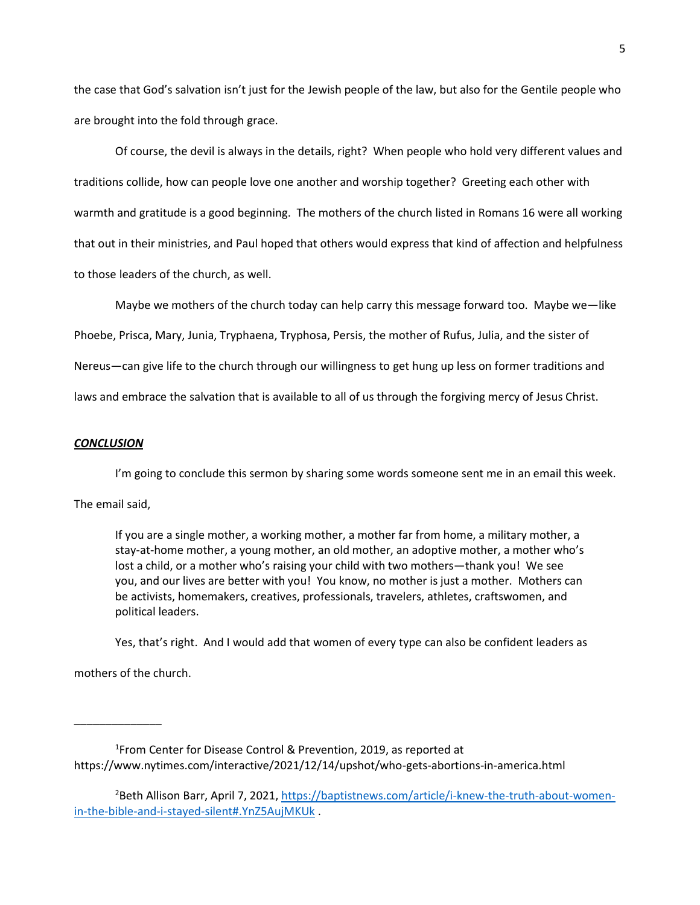the case that God's salvation isn't just for the Jewish people of the law, but also for the Gentile people who are brought into the fold through grace.

Of course, the devil is always in the details, right? When people who hold very different values and traditions collide, how can people love one another and worship together? Greeting each other with warmth and gratitude is a good beginning. The mothers of the church listed in Romans 16 were all working that out in their ministries, and Paul hoped that others would express that kind of affection and helpfulness to those leaders of the church, as well.

Maybe we mothers of the church today can help carry this message forward too. Maybe we—like Phoebe, Prisca, Mary, Junia, Tryphaena, Tryphosa, Persis, the mother of Rufus, Julia, and the sister of Nereus—can give life to the church through our willingness to get hung up less on former traditions and laws and embrace the salvation that is available to all of us through the forgiving mercy of Jesus Christ.

***CONCLUSION***

I'm going to conclude this sermon by sharing some words someone sent me in an email this week. The email said,

> If you are a single mother, a working mother, a mother far from home, a military mother, a stay-at-home mother, a young mother, an old mother, an adoptive mother, a mother who's lost a child, or a mother who's raising your child with two mothers—thank you! We see you, and our lives are better with you! You know, no mother is just a mother. Mothers can be activists, homemakers, creatives, professionals, travelers, athletes, craftswomen, and political leaders.

Yes, that's right. And I would add that women of every type can also be confident leaders as mothers of the church.

---

[1]From Center for Disease Control & Prevention, 2019, as reported at https://www.nytimes.com/interactive/2021/12/14/upshot/who-gets-abortions-in-america.html

[2]Beth Allison Barr, April 7, 2021, https://baptistnews.com/article/i-knew-the-truth-about-women-in-the-bible-and-i-stayed-silent#.YnZ5AujMKUk .